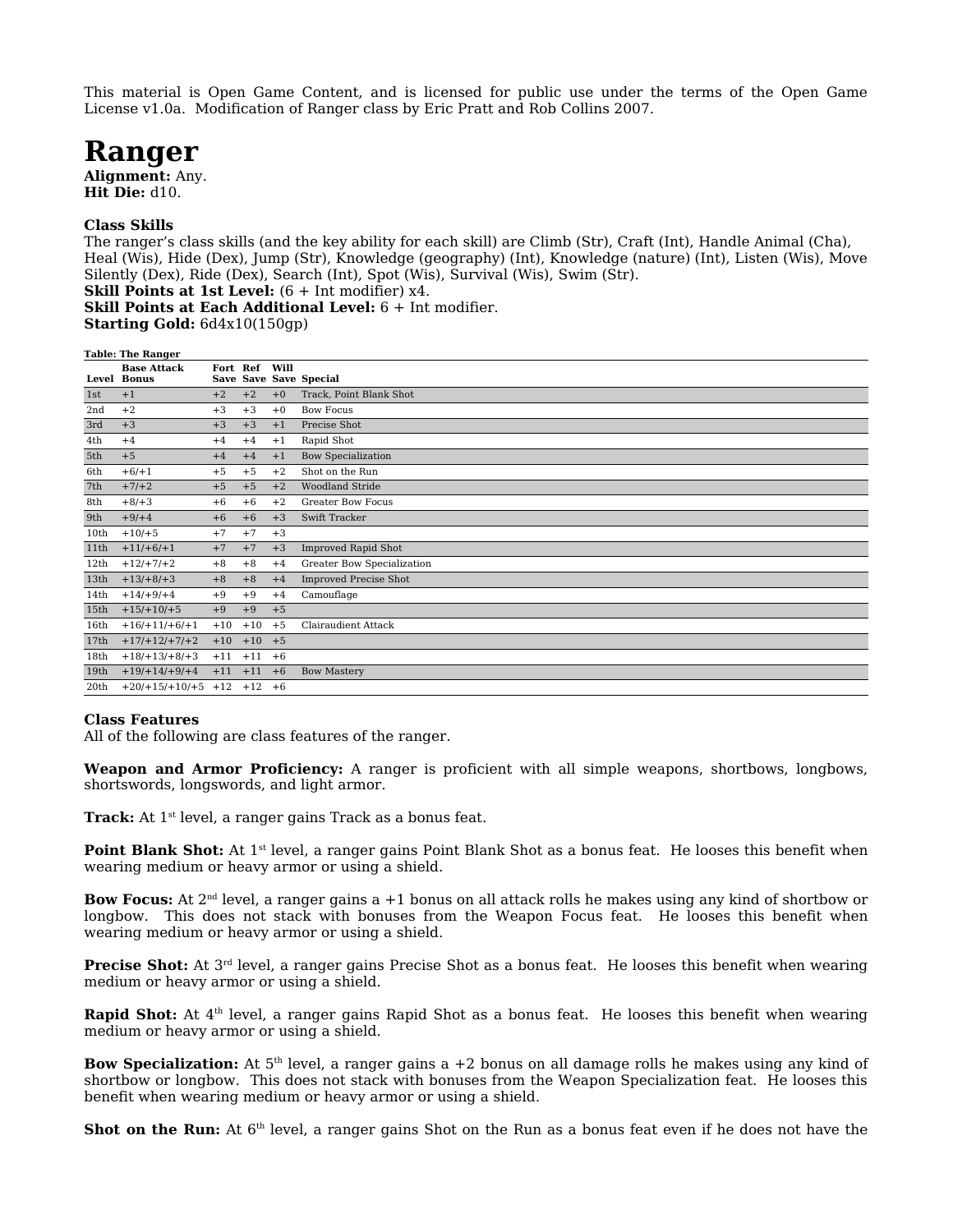This material is Open Game Content, and is licensed for public use under the terms of the Open Game License v1.0a. Modification of Ranger class by Eric Pratt and Rob Collins 2007.

# Ranger

**Alignment:** Any.
**Hit Die:** d10.

**Class Skills**
The ranger's class skills (and the key ability for each skill) are Climb (Str), Craft (Int), Handle Animal (Cha), Heal (Wis), Hide (Dex), Jump (Str), Knowledge (geography) (Int), Knowledge (nature) (Int), Listen (Wis), Move Silently (Dex), Ride (Dex), Search (Int), Spot (Wis), Survival (Wis), Swim (Str).
**Skill Points at 1st Level:** (6 + Int modifier) x4.
**Skill Points at Each Additional Level:** 6 + Int modifier.
**Starting Gold:** 6d4x10(150gp)

**Table: The Ranger**

| Level | Base Attack Bonus | Fort Save | Ref Save | Will Save | Special |
|---|---|---|---|---|---|
| 1st | +1 | +2 | +2 | +0 | Track, Point Blank Shot |
| 2nd | +2 | +3 | +3 | +0 | Bow Focus |
| 3rd | +3 | +3 | +3 | +1 | Precise Shot |
| 4th | +4 | +4 | +4 | +1 | Rapid Shot |
| 5th | +5 | +4 | +4 | +1 | Bow Specialization |
| 6th | +6/+1 | +5 | +5 | +2 | Shot on the Run |
| 7th | +7/+2 | +5 | +5 | +2 | Woodland Stride |
| 8th | +8/+3 | +6 | +6 | +2 | Greater Bow Focus |
| 9th | +9/+4 | +6 | +6 | +3 | Swift Tracker |
| 10th | +10/+5 | +7 | +7 | +3 | |
| 11th | +11/+6/+1 | +7 | +7 | +3 | Improved Rapid Shot |
| 12th | +12/+7/+2 | +8 | +8 | +4 | Greater Bow Specialization |
| 13th | +13/+8/+3 | +8 | +8 | +4 | Improved Precise Shot |
| 14th | +14/+9/+4 | +9 | +9 | +4 | Camouflage |
| 15th | +15/+10/+5 | +9 | +9 | +5 | |
| 16th | +16/+11/+6/+1 | +10 | +10 | +5 | Clairaudient Attack |
| 17th | +17/+12/+7/+2 | +10 | +10 | +5 | |
| 18th | +18/+13/+8/+3 | +11 | +11 | +6 | |
| 19th | +19/+14/+9/+4 | +11 | +11 | +6 | Bow Mastery |
| 20th | +20/+15/+10/+5 | +12 | +12 | +6 | |

**Class Features**
All of the following are class features of the ranger.

**Weapon and Armor Proficiency:** A ranger is proficient with all simple weapons, shortbows, longbows, shortswords, longswords, and light armor.

**Track:** At 1st level, a ranger gains Track as a bonus feat.

**Point Blank Shot:** At 1st level, a ranger gains Point Blank Shot as a bonus feat. He looses this benefit when wearing medium or heavy armor or using a shield.

**Bow Focus:** At 2nd level, a ranger gains a +1 bonus on all attack rolls he makes using any kind of shortbow or longbow. This does not stack with bonuses from the Weapon Focus feat. He looses this benefit when wearing medium or heavy armor or using a shield.

**Precise Shot:** At 3rd level, a ranger gains Precise Shot as a bonus feat. He looses this benefit when wearing medium or heavy armor or using a shield.

**Rapid Shot:** At 4th level, a ranger gains Rapid Shot as a bonus feat. He looses this benefit when wearing medium or heavy armor or using a shield.

**Bow Specialization:** At 5th level, a ranger gains a +2 bonus on all damage rolls he makes using any kind of shortbow or longbow. This does not stack with bonuses from the Weapon Specialization feat. He looses this benefit when wearing medium or heavy armor or using a shield.

**Shot on the Run:** At 6th level, a ranger gains Shot on the Run as a bonus feat even if he does not have the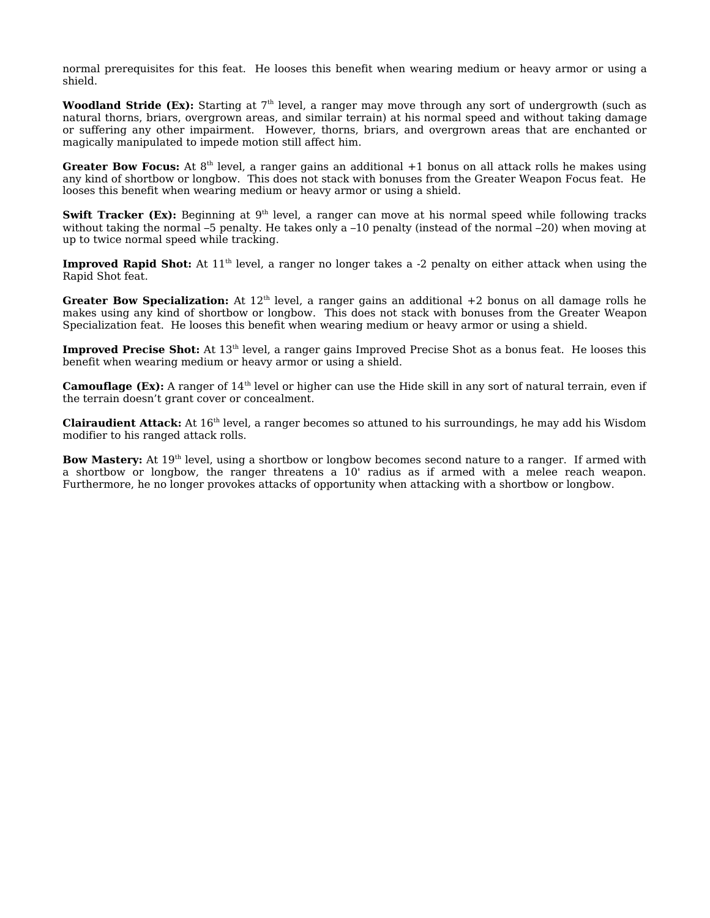normal prerequisites for this feat. He looses this benefit when wearing medium or heavy armor or using a shield.

**Woodland Stride (Ex):** Starting at 7th level, a ranger may move through any sort of undergrowth (such as natural thorns, briars, overgrown areas, and similar terrain) at his normal speed and without taking damage or suffering any other impairment. However, thorns, briars, and overgrown areas that are enchanted or magically manipulated to impede motion still affect him.

**Greater Bow Focus:** At 8th level, a ranger gains an additional +1 bonus on all attack rolls he makes using any kind of shortbow or longbow. This does not stack with bonuses from the Greater Weapon Focus feat. He looses this benefit when wearing medium or heavy armor or using a shield.

**Swift Tracker (Ex):** Beginning at 9th level, a ranger can move at his normal speed while following tracks without taking the normal –5 penalty. He takes only a –10 penalty (instead of the normal –20) when moving at up to twice normal speed while tracking.

**Improved Rapid Shot:** At 11th level, a ranger no longer takes a -2 penalty on either attack when using the Rapid Shot feat.

**Greater Bow Specialization:** At 12th level, a ranger gains an additional +2 bonus on all damage rolls he makes using any kind of shortbow or longbow. This does not stack with bonuses from the Greater Weapon Specialization feat. He looses this benefit when wearing medium or heavy armor or using a shield.

**Improved Precise Shot:** At 13th level, a ranger gains Improved Precise Shot as a bonus feat. He looses this benefit when wearing medium or heavy armor or using a shield.

**Camouflage (Ex):** A ranger of 14th level or higher can use the Hide skill in any sort of natural terrain, even if the terrain doesn't grant cover or concealment.

**Clairaudient Attack:** At 16th level, a ranger becomes so attuned to his surroundings, he may add his Wisdom modifier to his ranged attack rolls.

**Bow Mastery:** At 19th level, using a shortbow or longbow becomes second nature to a ranger. If armed with a shortbow or longbow, the ranger threatens a 10' radius as if armed with a melee reach weapon. Furthermore, he no longer provokes attacks of opportunity when attacking with a shortbow or longbow.